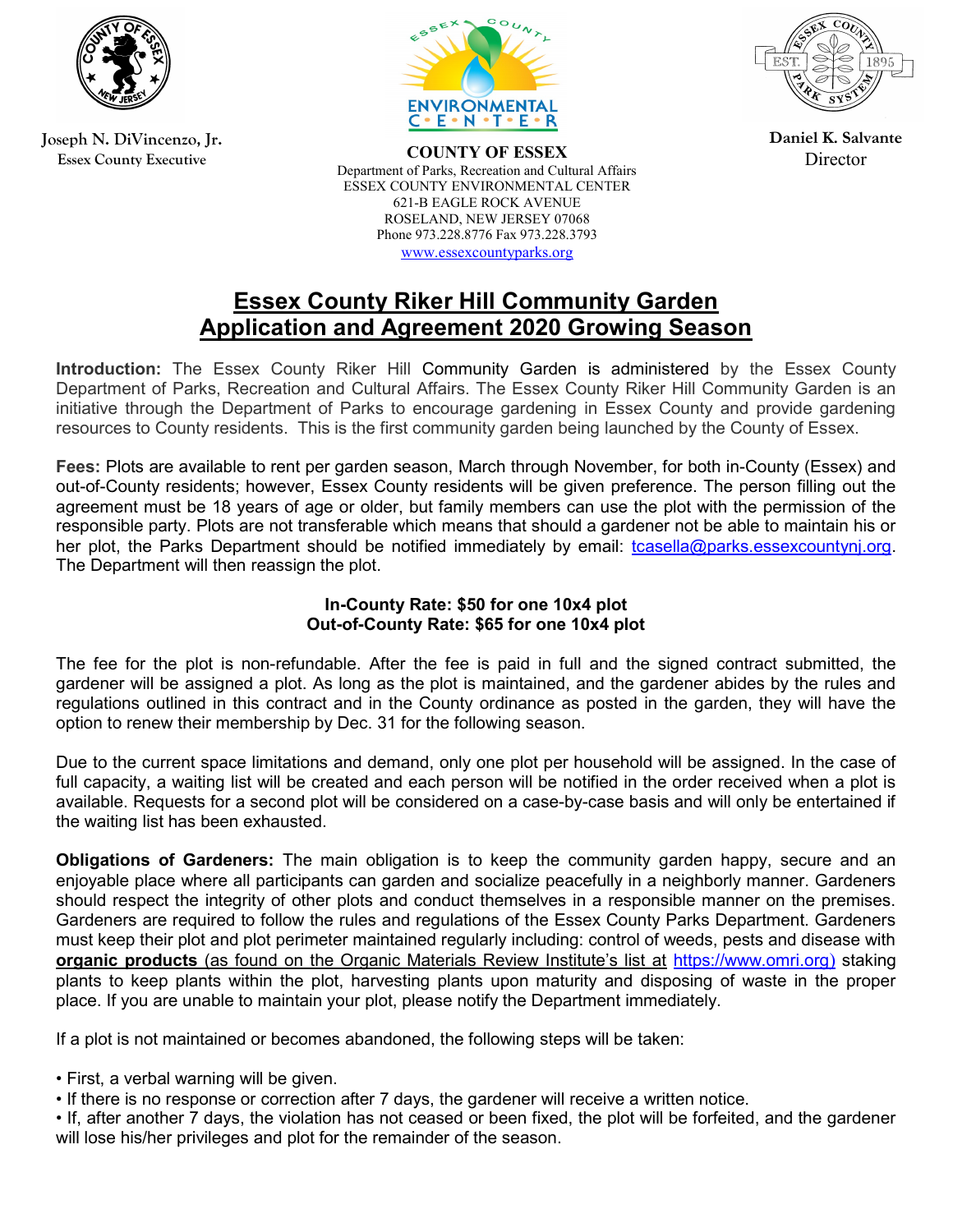Joseph N. DiVincenzo, Jr.
Essex County Executive

**COUNTY OF ESSEX**
Department of Parks, Recreation and Cultural Affairs
ESSEX COUNTY ENVIRONMENTAL CENTER
621-B EAGLE ROCK AVENUE
ROSELAND, NEW JERSEY 07068
Phone 973.228.8776 Fax 973.228.3793
www.essexcountyparks.org

Daniel K. Salvante
Director

# Essex County Riker Hill Community Garden Application and Agreement 2020 Growing Season

**Introduction:** The Essex County Riker Hill Community Garden is administered by the Essex County Department of Parks, Recreation and Cultural Affairs. The Essex County Riker Hill Community Garden is an initiative through the Department of Parks to encourage gardening in Essex County and provide gardening resources to County residents. This is the first community garden being launched by the County of Essex.

**Fees:** Plots are available to rent per garden season, March through November, for both in-County (Essex) and out-of-County residents; however, Essex County residents will be given preference. The person filling out the agreement must be 18 years of age or older, but family members can use the plot with the permission of the responsible party. Plots are not transferable which means that should a gardener not be able to maintain his or her plot, the Parks Department should be notified immediately by email: tcasella@parks.essexcountynj.org. The Department will then reassign the plot.

**In-County Rate: $50 for one 10x4 plot**
**Out-of-County Rate: $65 for one 10x4 plot**

The fee for the plot is non-refundable. After the fee is paid in full and the signed contract submitted, the gardener will be assigned a plot. As long as the plot is maintained, and the gardener abides by the rules and regulations outlined in this contract and in the County ordinance as posted in the garden, they will have the option to renew their membership by Dec. 31 for the following season.

Due to the current space limitations and demand, only one plot per household will be assigned. In the case of full capacity, a waiting list will be created and each person will be notified in the order received when a plot is available. Requests for a second plot will be considered on a case-by-case basis and will only be entertained if the waiting list has been exhausted.

**Obligations of Gardeners:** The main obligation is to keep the community garden happy, secure and an enjoyable place where all participants can garden and socialize peacefully in a neighborly manner. Gardeners should respect the integrity of other plots and conduct themselves in a responsible manner on the premises. Gardeners are required to follow the rules and regulations of the Essex County Parks Department. Gardeners must keep their plot and plot perimeter maintained regularly including: control of weeds, pests and disease with **organic products** (as found on the Organic Materials Review Institute's list at https://www.omri.org) staking plants to keep plants within the plot, harvesting plants upon maturity and disposing of waste in the proper place. If you are unable to maintain your plot, please notify the Department immediately.

If a plot is not maintained or becomes abandoned, the following steps will be taken:

- First, a verbal warning will be given.
- If there is no response or correction after 7 days, the gardener will receive a written notice.
- If, after another 7 days, the violation has not ceased or been fixed, the plot will be forfeited, and the gardener will lose his/her privileges and plot for the remainder of the season.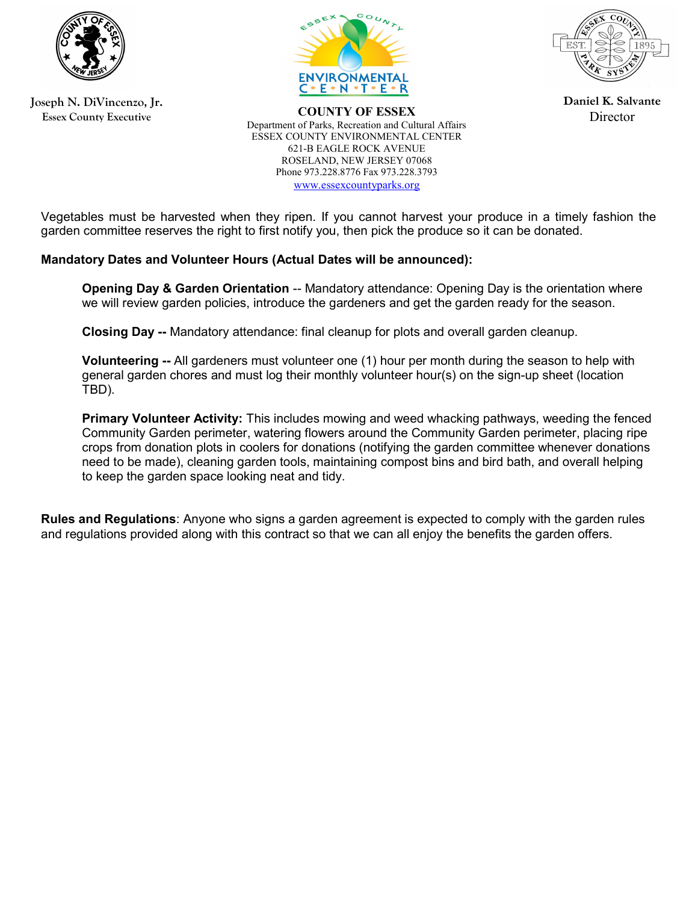Joseph N. DiVincenzo, Jr.
Essex County Executive

**COUNTY OF ESSEX**
Department of Parks, Recreation and Cultural Affairs
ESSEX COUNTY ENVIRONMENTAL CENTER
621-B EAGLE ROCK AVENUE
ROSELAND, NEW JERSEY 07068
Phone 973.228.8776 Fax 973.228.3793
www.essexcountyparks.org

Daniel K. Salvante
Director

Vegetables must be harvested when they ripen. If you cannot harvest your produce in a timely fashion the garden committee reserves the right to first notify you, then pick the produce so it can be donated.

**Mandatory Dates and Volunteer Hours (Actual Dates will be announced):**

**Opening Day & Garden Orientation** -- Mandatory attendance: Opening Day is the orientation where we will review garden policies, introduce the gardeners and get the garden ready for the season.

**Closing Day --** Mandatory attendance: final cleanup for plots and overall garden cleanup.

**Volunteering --** All gardeners must volunteer one (1) hour per month during the season to help with general garden chores and must log their monthly volunteer hour(s) on the sign-up sheet (location TBD).

**Primary Volunteer Activity:** This includes mowing and weed whacking pathways, weeding the fenced Community Garden perimeter, watering flowers around the Community Garden perimeter, placing ripe crops from donation plots in coolers for donations (notifying the garden committee whenever donations need to be made), cleaning garden tools, maintaining compost bins and bird bath, and overall helping to keep the garden space looking neat and tidy.

**Rules and Regulations**: Anyone who signs a garden agreement is expected to comply with the garden rules and regulations provided along with this contract so that we can all enjoy the benefits the garden offers.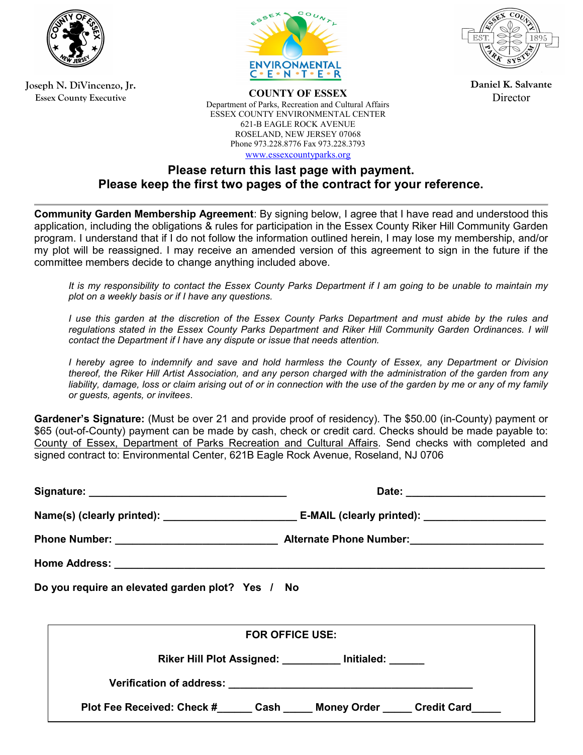Joseph N. DiVincenzo, Jr.
Essex County Executive

**COUNTY OF ESSEX**
Department of Parks, Recreation and Cultural Affairs
ESSEX COUNTY ENVIRONMENTAL CENTER
621-B EAGLE ROCK AVENUE
ROSELAND, NEW JERSEY 07068
Phone 973.228.8776 Fax 973.228.3793
www.essexcountyparks.org

Daniel K. Salvante
Director

## Please return this last page with payment.
## Please keep the first two pages of the contract for your reference.

---

**Community Garden Membership Agreement**: By signing below, I agree that I have read and understood this application, including the obligations & rules for participation in the Essex County Riker Hill Community Garden program. I understand that if I do not follow the information outlined herein, I may lose my membership, and/or my plot will be reassigned. I may receive an amended version of this agreement to sign in the future if the committee members decide to change anything included above.

*It is my responsibility to contact the Essex County Parks Department if I am going to be unable to maintain my plot on a weekly basis or if I have any questions.*

*I use this garden at the discretion of the Essex County Parks Department and must abide by the rules and regulations stated in the Essex County Parks Department and Riker Hill Community Garden Ordinances. I will contact the Department if I have any dispute or issue that needs attention.*

*I hereby agree to indemnify and save and hold harmless the County of Essex, any Department or Division thereof, the Riker Hill Artist Association, and any person charged with the administration of the garden from any liability, damage, loss or claim arising out of or in connection with the use of the garden by me or any of my family or guests, agents, or invitees.*

**Gardener's Signature:** (Must be over 21 and provide proof of residency). The $50.00 (in-County) payment or $65 (out-of-County) payment can be made by cash, check or credit card. Checks should be made payable to: County of Essex, Department of Parks Recreation and Cultural Affairs. Send checks with completed and signed contract to: Environmental Center, 621B Eagle Rock Avenue, Roseland, NJ 0706

**Signature:** ________________________________ **Date:** ______________________

**Name(s) (clearly printed):** ______________________ **E-MAIL (clearly printed):** ____________________

**Phone Number:** ___________________________ **Alternate Phone Number:**______________________

**Home Address:** __________________________________________________________________________

**Do you require an elevated garden plot? Yes / No**

**FOR OFFICE USE:**

**Riker Hill Plot Assigned:** __________ **Initialed:** ______

**Verification of address:** __________________________________________

**Plot Fee Received: Check #**______ **Cash** _____ **Money Order** _____ **Credit Card**_____